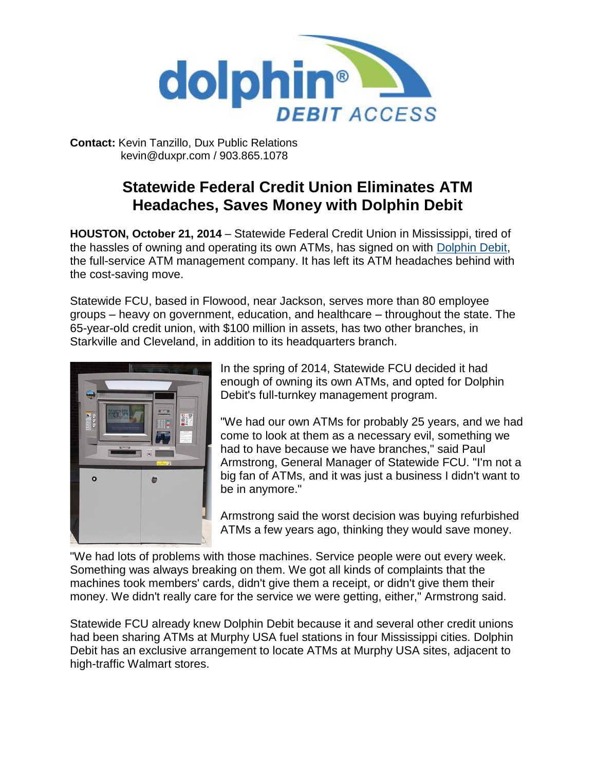**Contact:** Kevin Tanzillo, Dux Public Relations
kevin@duxpr.com / 903.865.1078

# Statewide Federal Credit Union Eliminates ATM Headaches, Saves Money with Dolphin Debit

**HOUSTON, October 21, 2014** – Statewide Federal Credit Union in Mississippi, tired of the hassles of owning and operating its own ATMs, has signed on with [Dolphin Debit](), the full-service ATM management company. It has left its ATM headaches behind with the cost-saving move.

Statewide FCU, based in Flowood, near Jackson, serves more than 80 employee groups – heavy on government, education, and healthcare – throughout the state. The 65-year-old credit union, with $100 million in assets, has two other branches, in Starkville and Cleveland, in addition to its headquarters branch.

In the spring of 2014, Statewide FCU decided it had enough of owning its own ATMs, and opted for Dolphin Debit's full-turnkey management program.

"We had our own ATMs for probably 25 years, and we had come to look at them as a necessary evil, something we had to have because we have branches," said Paul Armstrong, General Manager of Statewide FCU. "I'm not a big fan of ATMs, and it was just a business I didn't want to be in anymore."

Armstrong said the worst decision was buying refurbished ATMs a few years ago, thinking they would save money.

"We had lots of problems with those machines. Service people were out every week. Something was always breaking on them. We got all kinds of complaints that the machines took members' cards, didn't give them a receipt, or didn't give them their money. We didn't really care for the service we were getting, either," Armstrong said.

Statewide FCU already knew Dolphin Debit because it and several other credit unions had been sharing ATMs at Murphy USA fuel stations in four Mississippi cities. Dolphin Debit has an exclusive arrangement to locate ATMs at Murphy USA sites, adjacent to high-traffic Walmart stores.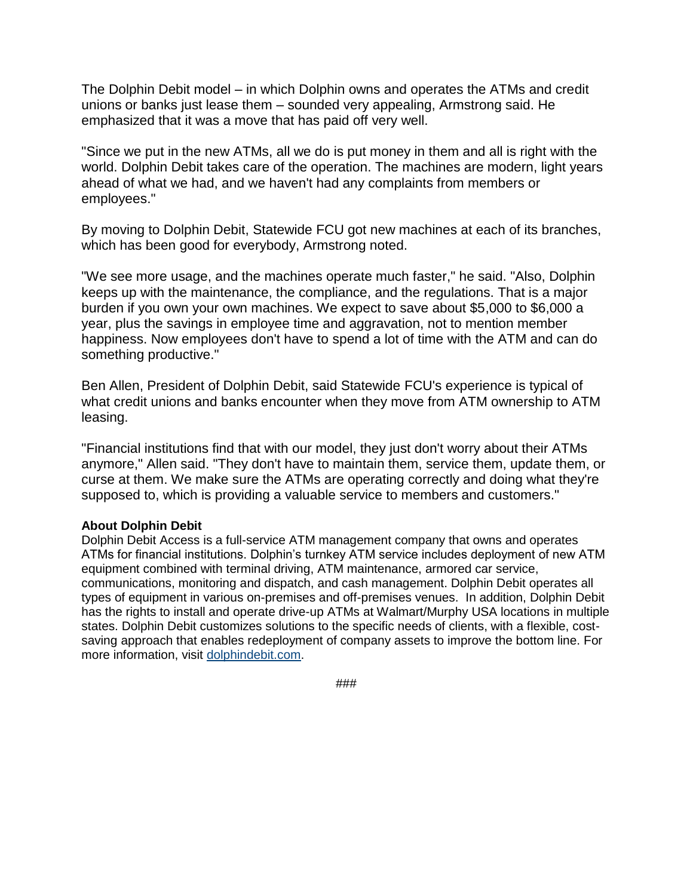The Dolphin Debit model – in which Dolphin owns and operates the ATMs and credit unions or banks just lease them – sounded very appealing, Armstrong said. He emphasized that it was a move that has paid off very well.

"Since we put in the new ATMs, all we do is put money in them and all is right with the world. Dolphin Debit takes care of the operation. The machines are modern, light years ahead of what we had, and we haven't had any complaints from members or employees."

By moving to Dolphin Debit, Statewide FCU got new machines at each of its branches, which has been good for everybody, Armstrong noted.

"We see more usage, and the machines operate much faster," he said. "Also, Dolphin keeps up with the maintenance, the compliance, and the regulations. That is a major burden if you own your own machines. We expect to save about $5,000 to $6,000 a year, plus the savings in employee time and aggravation, not to mention member happiness. Now employees don't have to spend a lot of time with the ATM and can do something productive."

Ben Allen, President of Dolphin Debit, said Statewide FCU's experience is typical of what credit unions and banks encounter when they move from ATM ownership to ATM leasing.

"Financial institutions find that with our model, they just don't worry about their ATMs anymore," Allen said. "They don't have to maintain them, service them, update them, or curse at them. We make sure the ATMs are operating correctly and doing what they're supposed to, which is providing a valuable service to members and customers."

**About Dolphin Debit**

Dolphin Debit Access is a full-service ATM management company that owns and operates ATMs for financial institutions. Dolphin's turnkey ATM service includes deployment of new ATM equipment combined with terminal driving, ATM maintenance, armored car service, communications, monitoring and dispatch, and cash management. Dolphin Debit operates all types of equipment in various on-premises and off-premises venues. In addition, Dolphin Debit has the rights to install and operate drive-up ATMs at Walmart/Murphy USA locations in multiple states. Dolphin Debit customizes solutions to the specific needs of clients, with a flexible, cost-saving approach that enables redeployment of company assets to improve the bottom line. For more information, visit [dolphindebit.com](http://dolphindebit.com).

###